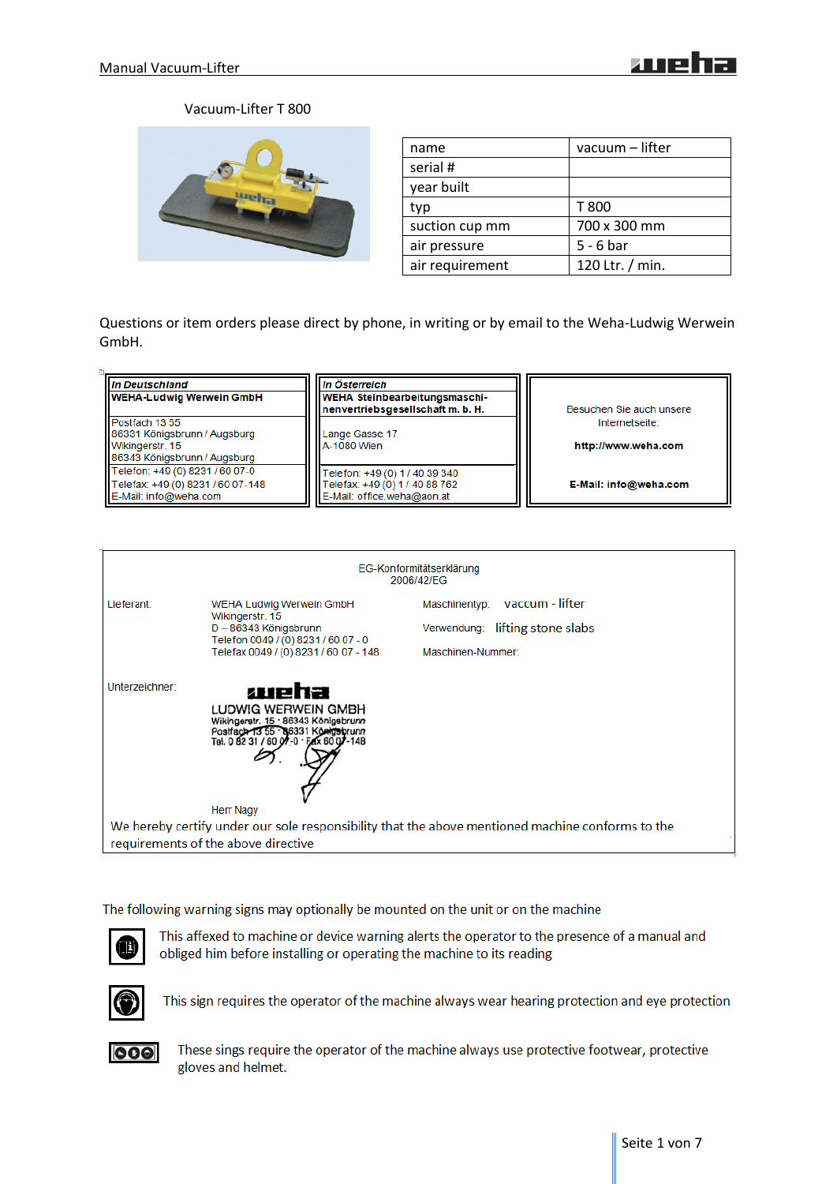## Vacuum-Lifter T 800

| name | vacuum – lifter |
|---|---|
| serial # | |
| year built | |
| typ | T 800 |
| suction cup mm | 700 x 300 mm |
| air pressure | 5 - 6 bar |
| air requirement | 120 Ltr. / min. |

Questions or item orders please direct by phone, in writing or by email to the Weha-Ludwig Werwein GmbH.

| *In Deutschland* | *In Österreich* | |
|---|---|---|
| **WEHA-Ludwig Werwein GmbH** | **WEHA Steinbearbeitungsmaschinenvertriebsgesellschaft m. b. H.** | Besuchen Sie auch unsere Internetseite: |
| Postfach 13 55<br>86331 Königsbrunn / Augsburg<br>Wikingerstr. 15<br>86343 Königsbrunn / Augsburg | Lange Gasse 17<br>A-1080 Wien | **http://www.weha.com** |
| Telefon: +49 (0) 8231 / 60 07-0<br>Telefax: +49 (0) 8231 / 60 07-148<br>E-Mail: info@weha.com | Telefon: +49 (0) 1 / 40 39 340<br>Telefax: +49 (0) 1 / 40 88 762<br>E-Mail: office.weha@aon.at | **E-Mail: info@weha.com** |

EG-Konformitätserklärung
2006/42/EG

Lieferant: WEHA Ludwig Werwein GmbH
Wikingerstr. 15
D – 86343 Königsbrunn
Telefon 0049 / (0) 8231 / 60 07 - 0
Telefax 0049 / (0) 8231 / 60 07 - 148

Maschinentyp: vaccum - lifter

Verwendung: lifting stone slabs

Maschinen-Nummer:

Unterzeichner: weha
LUDWIG WERWEIN GMBH
Wikingerstr. 15 · 86343 Königsbrunn
Postfach 13 55 · 86331 Königsbrunn
Tel. 0 82 31 / 60 07-0 · Fax 60 07-148

Herr Nagy

We hereby certify under our sole responsibility that the above mentioned machine conforms to the requirements of the above directive

The following warning signs may optionally be mounted on the unit or on the machine

This affexed to machine or device warning alerts the operator to the presence of a manual and obliged him before installing or operating the machine to its reading

This sign requires the operator of the machine always wear hearing protection and eye protection

These sings require the operator of the machine always use protective footwear, protective gloves and helmet.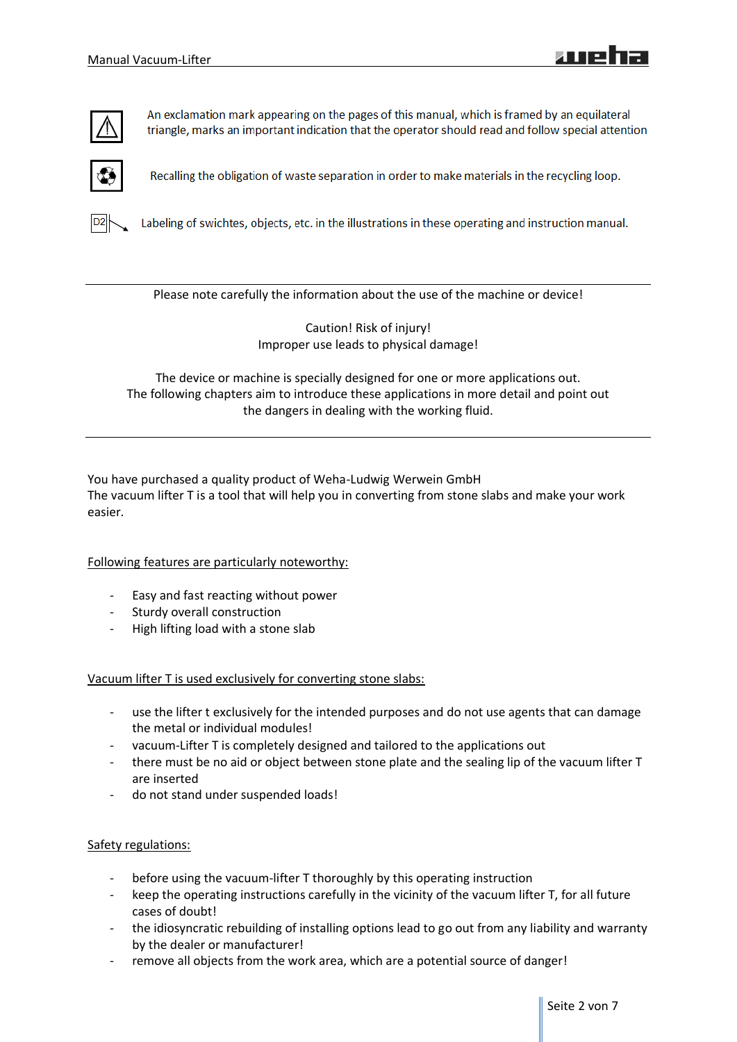An exclamation mark appearing on the pages of this manual, which is framed by an equilateral triangle, marks an important indication that the operator should read and follow special attention

Recalling the obligation of waste separation in order to make materials in the recycling loop.

D2 Labeling of swichtes, objects, etc. in the illustrations in these operating and instruction manual.

---

Please note carefully the information about the use of the machine or device!

Caution! Risk of injury!
Improper use leads to physical damage!

The device or machine is specially designed for one or more applications out.
The following chapters aim to introduce these applications in more detail and point out the dangers in dealing with the working fluid.

---

You have purchased a quality product of Weha-Ludwig Werwein GmbH
The vacuum lifter T is a tool that will help you in converting from stone slabs and make your work easier.

<u>Following features are particularly noteworthy:</u>

- Easy and fast reacting without power
- Sturdy overall construction
- High lifting load with a stone slab

<u>Vacuum lifter T is used exclusively for converting stone slabs:</u>

- use the lifter t exclusively for the intended purposes and do not use agents that can damage the metal or individual modules!
- vacuum-Lifter T is completely designed and tailored to the applications out
- there must be no aid or object between stone plate and the sealing lip of the vacuum lifter T are inserted
- do not stand under suspended loads!

<u>Safety regulations:</u>

- before using the vacuum-lifter T thoroughly by this operating instruction
- keep the operating instructions carefully in the vicinity of the vacuum lifter T, for all future cases of doubt!
- the idiosyncratic rebuilding of installing options lead to go out from any liability and warranty by the dealer or manufacturer!
- remove all objects from the work area, which are a potential source of danger!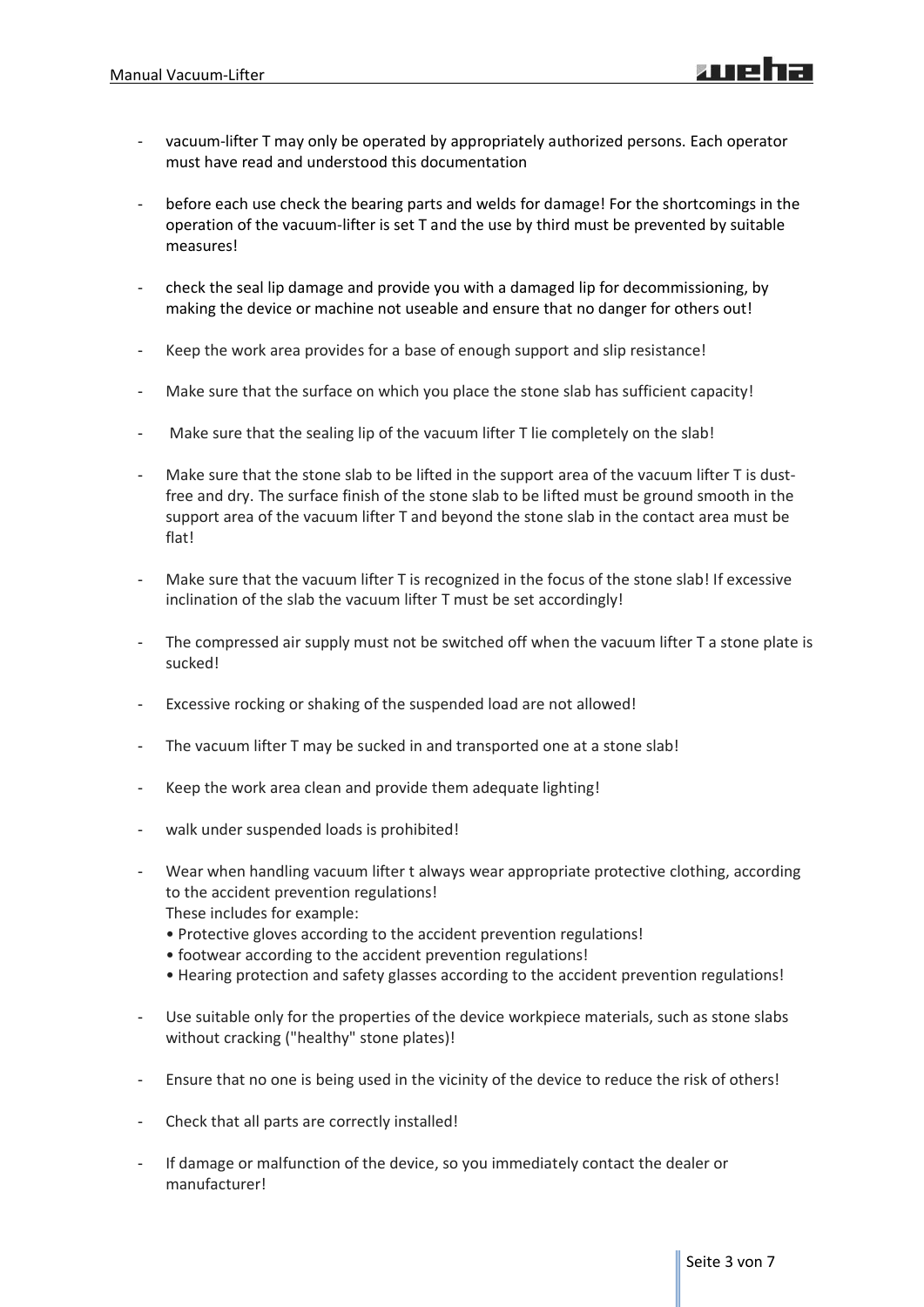- vacuum-lifter T may only be operated by appropriately authorized persons. Each operator must have read and understood this documentation

- before each use check the bearing parts and welds for damage! For the shortcomings in the operation of the vacuum-lifter is set T and the use by third must be prevented by suitable measures!

- check the seal lip damage and provide you with a damaged lip for decommissioning, by making the device or machine not useable and ensure that no danger for others out!

- Keep the work area provides for a base of enough support and slip resistance!

- Make sure that the surface on which you place the stone slab has sufficient capacity!

- Make sure that the sealing lip of the vacuum lifter T lie completely on the slab!

- Make sure that the stone slab to be lifted in the support area of the vacuum lifter T is dust-free and dry. The surface finish of the stone slab to be lifted must be ground smooth in the support area of the vacuum lifter T and beyond the stone slab in the contact area must be flat!

- Make sure that the vacuum lifter T is recognized in the focus of the stone slab! If excessive inclination of the slab the vacuum lifter T must be set accordingly!

- The compressed air supply must not be switched off when the vacuum lifter T a stone plate is sucked!

- Excessive rocking or shaking of the suspended load are not allowed!

- The vacuum lifter T may be sucked in and transported one at a stone slab!

- Keep the work area clean and provide them adequate lighting!

- walk under suspended loads is prohibited!

- Wear when handling vacuum lifter t always wear appropriate protective clothing, according to the accident prevention regulations!
  These includes for example:
  • Protective gloves according to the accident prevention regulations!
  • footwear according to the accident prevention regulations!
  • Hearing protection and safety glasses according to the accident prevention regulations!

- Use suitable only for the properties of the device workpiece materials, such as stone slabs without cracking ("healthy" stone plates)!

- Ensure that no one is being used in the vicinity of the device to reduce the risk of others!

- Check that all parts are correctly installed!

- If damage or malfunction of the device, so you immediately contact the dealer or manufacturer!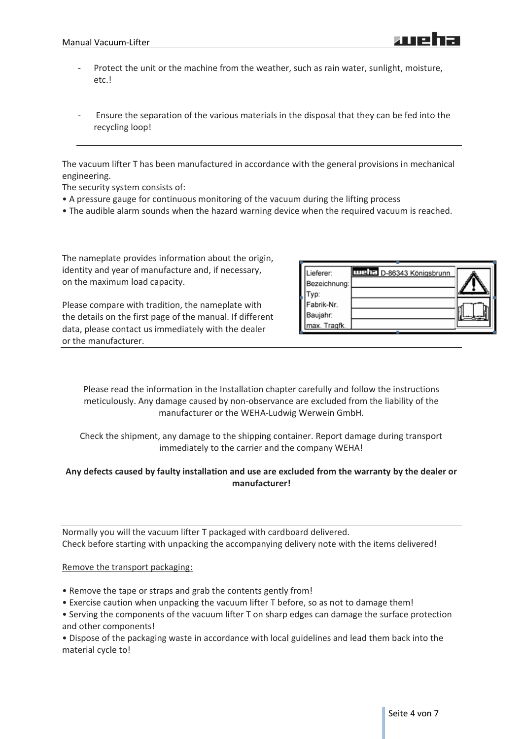- Protect the unit or the machine from the weather, such as rain water, sunlight, moisture, etc.!

- Ensure the separation of the various materials in the disposal that they can be fed into the recycling loop!

---

The vacuum lifter T has been manufactured in accordance with the general provisions in mechanical engineering.
The security system consists of:

- A pressure gauge for continuous monitoring of the vacuum during the lifting process
- The audible alarm sounds when the hazard warning device when the required vacuum is reached.

The nameplate provides information about the origin, identity and year of manufacture and, if necessary, on the maximum load capacity.

Please compare with tradition, the nameplate with the details on the first page of the manual. If different data, please contact us immediately with the dealer or the manufacturer.

| Lieferer: | weha D-86343 Königsbrunn |
|---|---|
| Bezeichnung: | |
| Typ: | |
| Fabrik-Nr. | |
| Baujahr: | |
| max. Tragfk. | |

---

Please read the information in the Installation chapter carefully and follow the instructions meticulously. Any damage caused by non-observance are excluded from the liability of the manufacturer or the WEHA-Ludwig Werwein GmbH.

Check the shipment, any damage to the shipping container. Report damage during transport immediately to the carrier and the company WEHA!

**Any defects caused by faulty installation and use are excluded from the warranty by the dealer or manufacturer!**

---

Normally you will the vacuum lifter T packaged with cardboard delivered.
Check before starting with unpacking the accompanying delivery note with the items delivered!

Remove the transport packaging:

- Remove the tape or straps and grab the contents gently from!
- Exercise caution when unpacking the vacuum lifter T before, so as not to damage them!
- Serving the components of the vacuum lifter T on sharp edges can damage the surface protection and other components!
- Dispose of the packaging waste in accordance with local guidelines and lead them back into the material cycle to!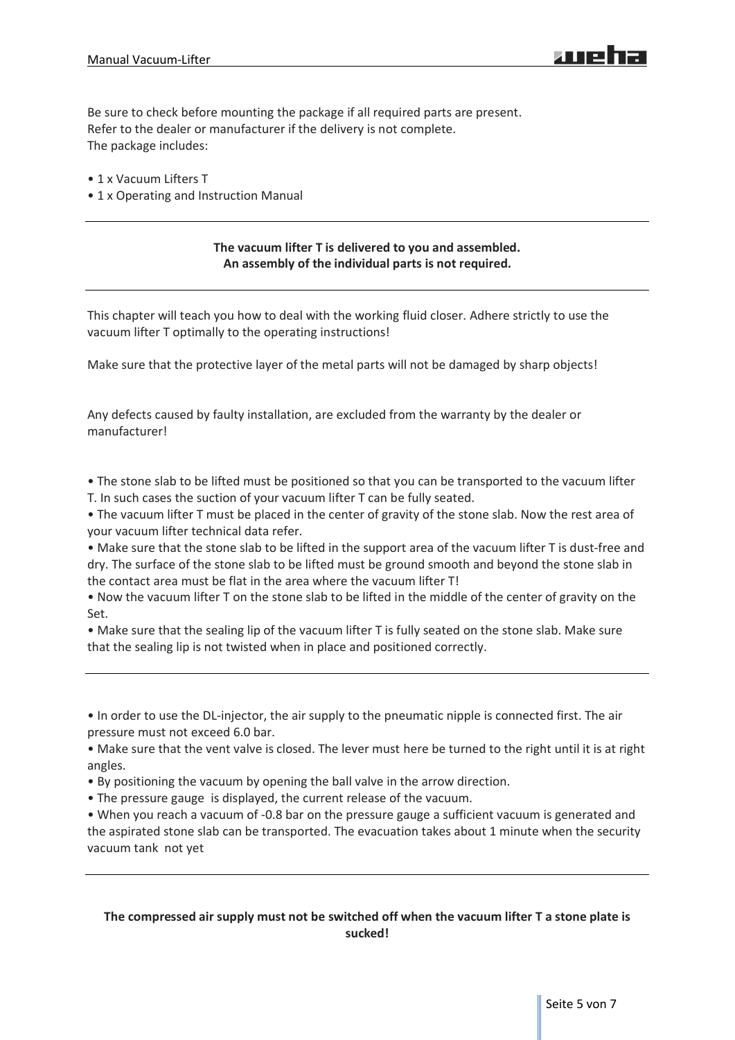Be sure to check before mounting the package if all required parts are present.
Refer to the dealer or manufacturer if the delivery is not complete.
The package includes:

- 1 x Vacuum Lifters T
- 1 x Operating and Instruction Manual

---

**The vacuum lifter T is delivered to you and assembled.**
**An assembly of the individual parts is not required.**

---

This chapter will teach you how to deal with the working fluid closer. Adhere strictly to use the vacuum lifter T optimally to the operating instructions!

Make sure that the protective layer of the metal parts will not be damaged by sharp objects!

Any defects caused by faulty installation, are excluded from the warranty by the dealer or manufacturer!

- The stone slab to be lifted must be positioned so that you can be transported to the vacuum lifter T. In such cases the suction of your vacuum lifter T can be fully seated.
- The vacuum lifter T must be placed in the center of gravity of the stone slab. Now the rest area of your vacuum lifter technical data refer.
- Make sure that the stone slab to be lifted in the support area of the vacuum lifter T is dust-free and dry. The surface of the stone slab to be lifted must be ground smooth and beyond the stone slab in the contact area must be flat in the area where the vacuum lifter T!
- Now the vacuum lifter T on the stone slab to be lifted in the middle of the center of gravity on the Set.
- Make sure that the sealing lip of the vacuum lifter T is fully seated on the stone slab. Make sure that the sealing lip is not twisted when in place and positioned correctly.

---

- In order to use the DL-injector, the air supply to the pneumatic nipple is connected first. The air pressure must not exceed 6.0 bar.
- Make sure that the vent valve is closed. The lever must here be turned to the right until it is at right angles.
- By positioning the vacuum by opening the ball valve in the arrow direction.
- The pressure gauge is displayed, the current release of the vacuum.
- When you reach a vacuum of -0.8 bar on the pressure gauge a sufficient vacuum is generated and the aspirated stone slab can be transported. The evacuation takes about 1 minute when the security vacuum tank not yet

---

**The compressed air supply must not be switched off when the vacuum lifter T a stone plate is sucked!**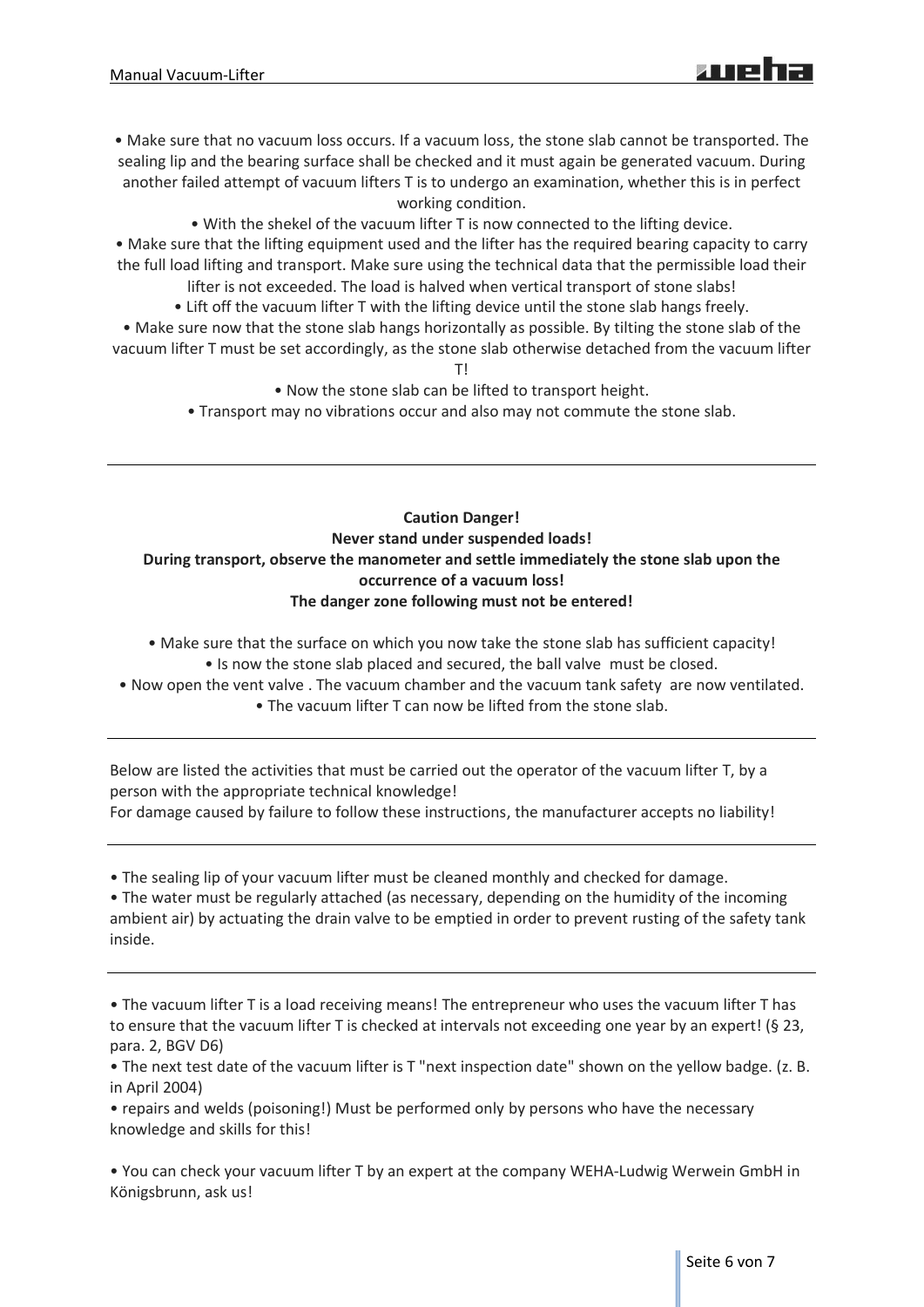• Make sure that no vacuum loss occurs. If a vacuum loss, the stone slab cannot be transported. The sealing lip and the bearing surface shall be checked and it must again be generated vacuum. During another failed attempt of vacuum lifters T is to undergo an examination, whether this is in perfect working condition.

• With the shekel of the vacuum lifter T is now connected to the lifting device.

• Make sure that the lifting equipment used and the lifter has the required bearing capacity to carry the full load lifting and transport. Make sure using the technical data that the permissible load their lifter is not exceeded. The load is halved when vertical transport of stone slabs!

• Lift off the vacuum lifter T with the lifting device until the stone slab hangs freely.

• Make sure now that the stone slab hangs horizontally as possible. By tilting the stone slab of the vacuum lifter T must be set accordingly, as the stone slab otherwise detached from the vacuum lifter T!

• Now the stone slab can be lifted to transport height.

• Transport may no vibrations occur and also may not commute the stone slab.

---

**Caution Danger!**
**Never stand under suspended loads!**
**During transport, observe the manometer and settle immediately the stone slab upon the occurrence of a vacuum loss!**
**The danger zone following must not be entered!**

• Make sure that the surface on which you now take the stone slab has sufficient capacity!

• Is now the stone slab placed and secured, the ball valve must be closed.

• Now open the vent valve . The vacuum chamber and the vacuum tank safety are now ventilated.

• The vacuum lifter T can now be lifted from the stone slab.

---

Below are listed the activities that must be carried out the operator of the vacuum lifter T, by a person with the appropriate technical knowledge!
For damage caused by failure to follow these instructions, the manufacturer accepts no liability!

---

• The sealing lip of your vacuum lifter must be cleaned monthly and checked for damage.

• The water must be regularly attached (as necessary, depending on the humidity of the incoming ambient air) by actuating the drain valve to be emptied in order to prevent rusting of the safety tank inside.

---

• The vacuum lifter T is a load receiving means! The entrepreneur who uses the vacuum lifter T has to ensure that the vacuum lifter T is checked at intervals not exceeding one year by an expert! (§ 23, para. 2, BGV D6)

• The next test date of the vacuum lifter is T "next inspection date" shown on the yellow badge. (z. B. in April 2004)

• repairs and welds (poisoning!) Must be performed only by persons who have the necessary knowledge and skills for this!

• You can check your vacuum lifter T by an expert at the company WEHA-Ludwig Werwein GmbH in Königsbrunn, ask us!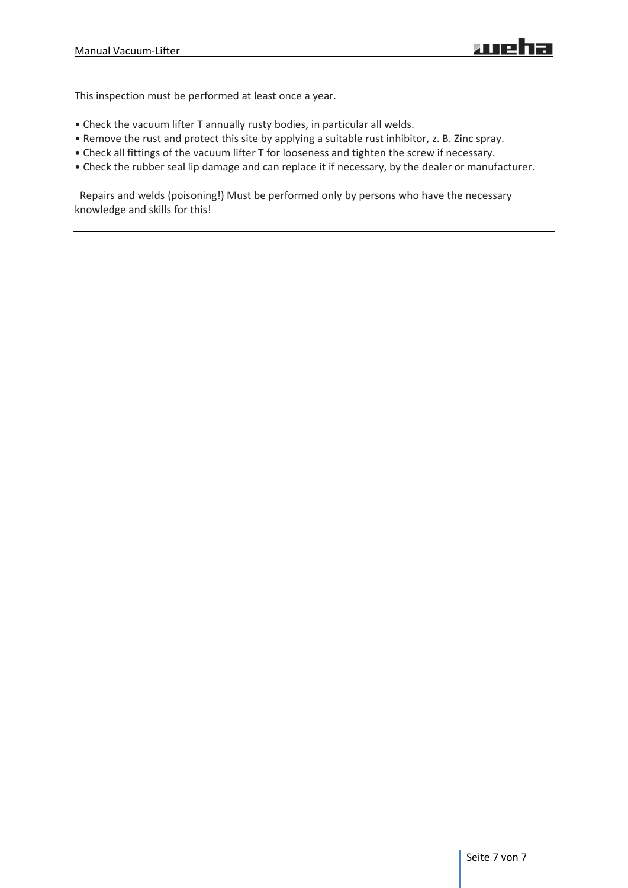This inspection must be performed at least once a year.

- Check the vacuum lifter T annually rusty bodies, in particular all welds.
- Remove the rust and protect this site by applying a suitable rust inhibitor, z. B. Zinc spray.
- Check all fittings of the vacuum lifter T for looseness and tighten the screw if necessary.
- Check the rubber seal lip damage and can replace it if necessary, by the dealer or manufacturer.

Repairs and welds (poisoning!) Must be performed only by persons who have the necessary knowledge and skills for this!